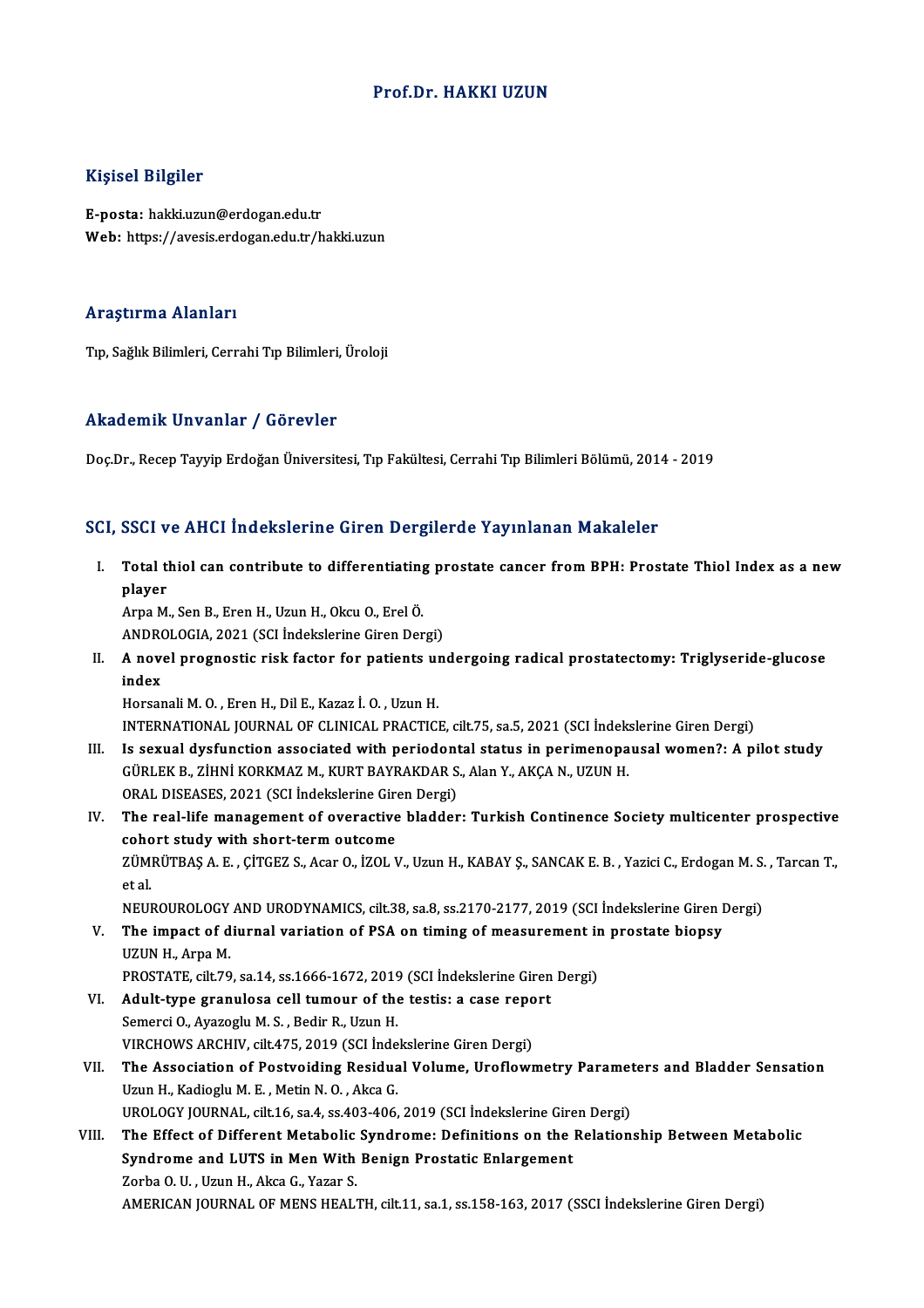# Prof.Dr. HAKKI UZUN

## Kişisel Bilgiler

**E-posta:** hakki.uzun@erdogan.edu.tr
**Web:** https://avesis.erdogan.edu.tr/hakki.uzun

## Araştırma Alanları

Tıp, Sağlık Bilimleri, Cerrahi Tıp Bilimleri, Üroloji

## Akademik Unvanlar / Görevler

Doç.Dr., Recep Tayyip Erdoğan Üniversitesi, Tıp Fakültesi, Cerrahi Tıp Bilimleri Bölümü, 2014 - 2019

## SCI, SSCI ve AHCI İndekslerine Giren Dergilerde Yayınlanan Makaleler

I. **Total thiol can contribute to differentiating prostate cancer from BPH: Prostate Thiol Index as a new player**
Arpa M., Sen B., Eren H., Uzun H., Okcu O., Erel Ö.
ANDROLOGIA, 2021 (SCI İndekslerine Giren Dergi)

II. **A novel prognostic risk factor for patients undergoing radical prostatectomy: Triglyseride-glucose index**
Horsanali M. O. , Eren H., Dil E., Kazaz İ. O. , Uzun H.
INTERNATIONAL JOURNAL OF CLINICAL PRACTICE, cilt.75, sa.5, 2021 (SCI İndekslerine Giren Dergi)

III. **Is sexual dysfunction associated with periodontal status in perimenopausal women?: A pilot study**
GÜRLEK B., ZİHNİ KORKMAZ M., KURT BAYRAKDAR S., Alan Y., AKÇA N., UZUN H.
ORAL DISEASES, 2021 (SCI İndekslerine Giren Dergi)

IV. **The real-life management of overactive bladder: Turkish Continence Society multicenter prospective cohort study with short-term outcome**
ZÜMRÜTBAŞ A. E. , ÇİTGEZ S., Acar O., İZOL V., Uzun H., KABAY Ş., SANCAK E. B. , Yazici C., Erdogan M. S. , Tarcan T., et al.
NEUROUROLOGY AND URODYNAMICS, cilt.38, sa.8, ss.2170-2177, 2019 (SCI İndekslerine Giren Dergi)

V. **The impact of diurnal variation of PSA on timing of measurement in prostate biopsy**
UZUN H., Arpa M.
PROSTATE, cilt.79, sa.14, ss.1666-1672, 2019 (SCI İndekslerine Giren Dergi)

VI. **Adult-type granulosa cell tumour of the testis: a case report**
Semerci O., Ayazoglu M. S. , Bedir R., Uzun H.
VIRCHOWS ARCHIV, cilt.475, 2019 (SCI İndekslerine Giren Dergi)

VII. **The Association of Postvoiding Residual Volume, Uroflowmetry Parameters and Bladder Sensation**
Uzun H., Kadioglu M. E. , Metin N. O. , Akca G.
UROLOGY JOURNAL, cilt.16, sa.4, ss.403-406, 2019 (SCI İndekslerine Giren Dergi)

VIII. **The Effect of Different Metabolic Syndrome: Definitions on the Relationship Between Metabolic Syndrome and LUTS in Men With Benign Prostatic Enlargement**
Zorba O. U. , Uzun H., Akca G., Yazar S.
AMERICAN JOURNAL OF MENS HEALTH, cilt.11, sa.1, ss.158-163, 2017 (SSCI İndekslerine Giren Dergi)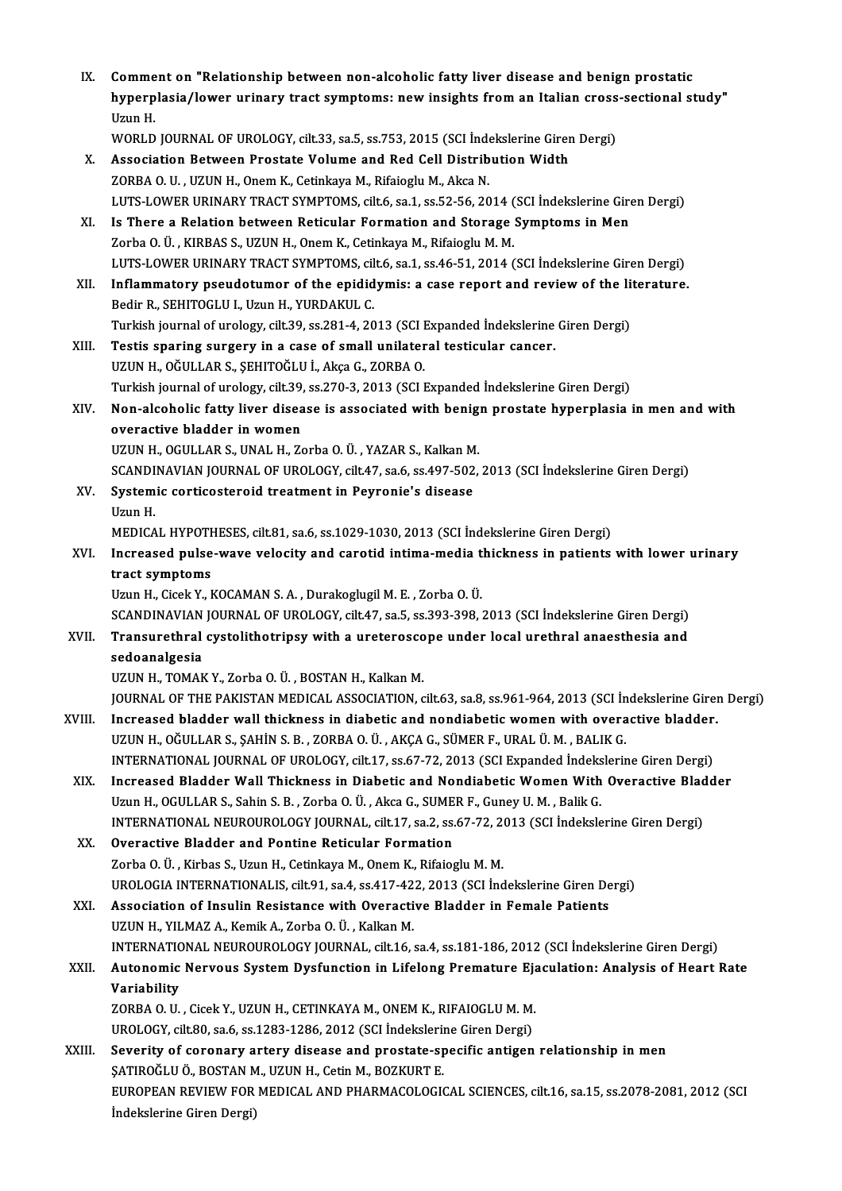IX. **Comment on "Relationship between non-alcoholic fatty liver disease and benign prostatic hyperplasia/lower urinary tract symptoms: new insights from an Italian cross-sectional study"**
Uzun H.
WORLD JOURNAL OF UROLOGY, cilt.33, sa.5, ss.753, 2015 (SCI İndekslerine Giren Dergi)

X. **Association Between Prostate Volume and Red Cell Distribution Width**
ZORBA O. U. , UZUN H., Onem K., Cetinkaya M., Rifaioglu M., Akca N.
LUTS-LOWER URINARY TRACT SYMPTOMS, cilt.6, sa.1, ss.52-56, 2014 (SCI İndekslerine Giren Dergi)

XI. **Is There a Relation between Reticular Formation and Storage Symptoms in Men**
Zorba O. Ü. , KIRBAS S., UZUN H., Onem K., Cetinkaya M., Rifaioglu M. M.
LUTS-LOWER URINARY TRACT SYMPTOMS, cilt.6, sa.1, ss.46-51, 2014 (SCI İndekslerine Giren Dergi)

XII. **Inflammatory pseudotumor of the epididymis: a case report and review of the literature.**
Bedir R., SEHITOGLU I., Uzun H., YURDAKUL C.
Turkish journal of urology, cilt.39, ss.281-4, 2013 (SCI Expanded İndekslerine Giren Dergi)

XIII. **Testis sparing surgery in a case of small unilateral testicular cancer.**
UZUN H., OĞULLAR S., ŞEHITOĞLU İ., Akça G., ZORBA O.
Turkish journal of urology, cilt.39, ss.270-3, 2013 (SCI Expanded İndekslerine Giren Dergi)

XIV. **Non-alcoholic fatty liver disease is associated with benign prostate hyperplasia in men and with overactive bladder in women**
UZUN H., OGULLAR S., UNAL H., Zorba O. Ü. , YAZAR S., Kalkan M.
SCANDINAVIAN JOURNAL OF UROLOGY, cilt.47, sa.6, ss.497-502, 2013 (SCI İndekslerine Giren Dergi)

XV. **Systemic corticosteroid treatment in Peyronie's disease**
Uzun H.
MEDICAL HYPOTHESES, cilt.81, sa.6, ss.1029-1030, 2013 (SCI İndekslerine Giren Dergi)

XVI. **Increased pulse-wave velocity and carotid intima-media thickness in patients with lower urinary tract symptoms**
Uzun H., Cicek Y., KOCAMAN S. A. , Durakoglugil M. E. , Zorba O. Ü.
SCANDINAVIAN JOURNAL OF UROLOGY, cilt.47, sa.5, ss.393-398, 2013 (SCI İndekslerine Giren Dergi)

XVII. **Transurethral cystolithotripsy with a ureteroscope under local urethral anaesthesia and sedoanalgesia**
UZUN H., TOMAK Y., Zorba O. Ü. , BOSTAN H., Kalkan M.
JOURNAL OF THE PAKISTAN MEDICAL ASSOCIATION, cilt.63, sa.8, ss.961-964, 2013 (SCI İndekslerine Giren Dergi)

XVIII. **Increased bladder wall thickness in diabetic and nondiabetic women with overactive bladder.**
UZUN H., OĞULLAR S., ŞAHİN S. B. , ZORBA O. Ü. , AKÇA G., SÜMER F., URAL Ü. M. , BALIK G.
INTERNATIONAL JOURNAL OF UROLOGY, cilt.17, ss.67-72, 2013 (SCI Expanded İndekslerine Giren Dergi)

XIX. **Increased Bladder Wall Thickness in Diabetic and Nondiabetic Women With Overactive Bladder**
Uzun H., OGULLAR S., Sahin S. B. , Zorba O. Ü. , Akca G., SUMER F., Guney U. M. , Balik G.
INTERNATIONAL NEUROUROLOGY JOURNAL, cilt.17, sa.2, ss.67-72, 2013 (SCI İndekslerine Giren Dergi)

XX. **Overactive Bladder and Pontine Reticular Formation**
Zorba O. Ü. , Kirbas S., Uzun H., Cetinkaya M., Onem K., Rifaioglu M. M.
UROLOGIA INTERNATIONALIS, cilt.91, sa.4, ss.417-422, 2013 (SCI İndekslerine Giren Dergi)

XXI. **Association of Insulin Resistance with Overactive Bladder in Female Patients**
UZUN H., YILMAZ A., Kemik A., Zorba O. Ü. , Kalkan M.
INTERNATIONAL NEUROUROLOGY JOURNAL, cilt.16, sa.4, ss.181-186, 2012 (SCI İndekslerine Giren Dergi)

XXII. **Autonomic Nervous System Dysfunction in Lifelong Premature Ejaculation: Analysis of Heart Rate Variability**
ZORBA O. U. , Cicek Y., UZUN H., CETINKAYA M., ONEM K., RIFAIOGLU M. M.
UROLOGY, cilt.80, sa.6, ss.1283-1286, 2012 (SCI İndekslerine Giren Dergi)

XXIII. **Severity of coronary artery disease and prostate-specific antigen relationship in men**
ŞATIROĞLU Ö., BOSTAN M., UZUN H., Cetin M., BOZKURT E.
EUROPEAN REVIEW FOR MEDICAL AND PHARMACOLOGICAL SCIENCES, cilt.16, sa.15, ss.2078-2081, 2012 (SCI İndekslerine Giren Dergi)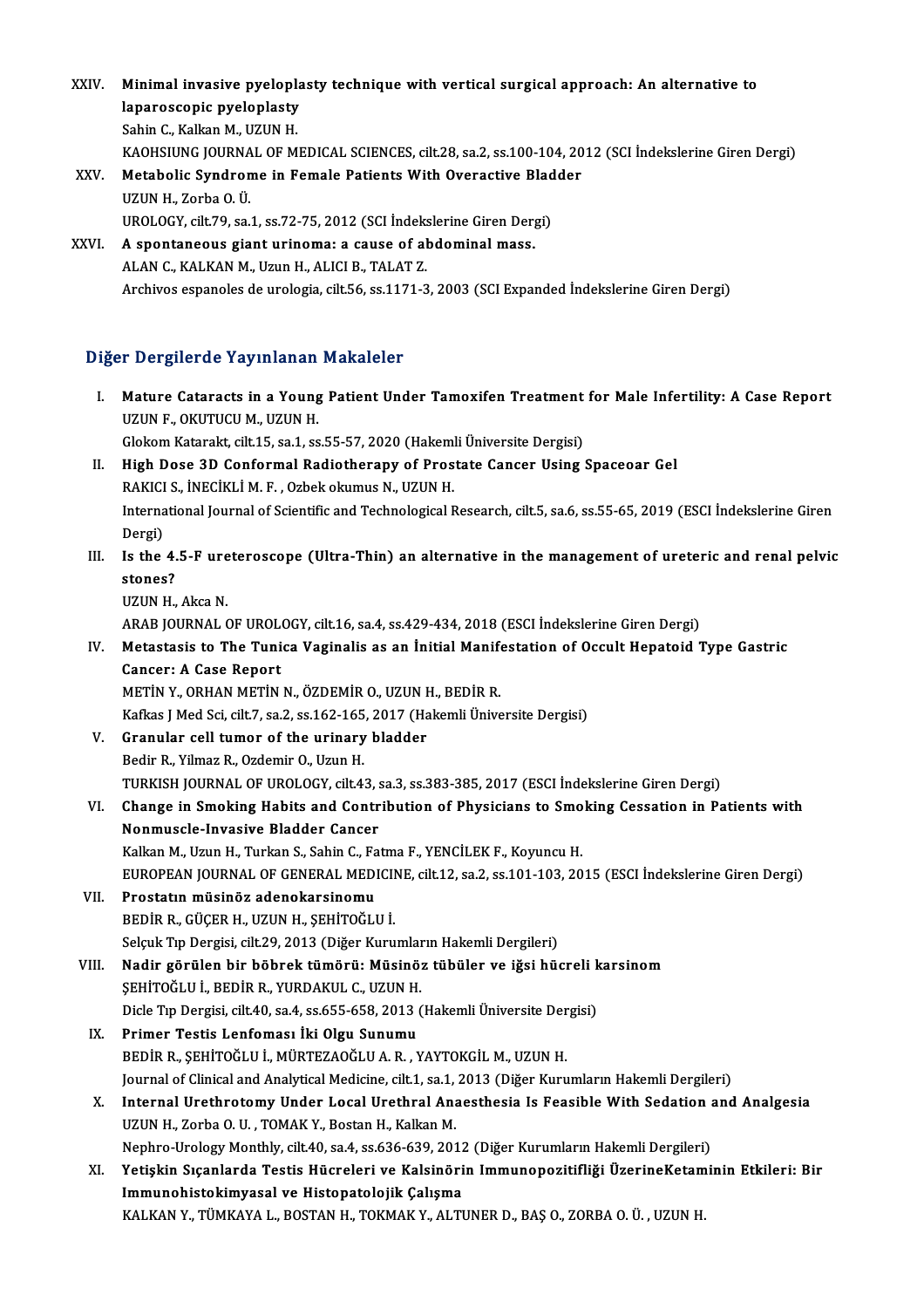XXIV. **Minimal invasive pyeloplasty technique with vertical surgical approach: An alternative to laparoscopic pyeloplasty**
Sahin C., Kalkan M., UZUN H.
KAOHSIUNG JOURNAL OF MEDICAL SCIENCES, cilt.28, sa.2, ss.100-104, 2012 (SCI İndekslerine Giren Dergi)

XXV. **Metabolic Syndrome in Female Patients With Overactive Bladder**
UZUN H., Zorba O. Ü.
UROLOGY, cilt.79, sa.1, ss.72-75, 2012 (SCI İndekslerine Giren Dergi)

XXVI. **A spontaneous giant urinoma: a cause of abdominal mass.**
ALAN C., KALKAN M., Uzun H., ALICI B., TALAT Z.
Archivos espanoles de urologia, cilt.56, ss.1171-3, 2003 (SCI Expanded İndekslerine Giren Dergi)

## Diğer Dergilerde Yayınlanan Makaleler

I. **Mature Cataracts in a Young Patient Under Tamoxifen Treatment for Male Infertility: A Case Report**
UZUN F., OKUTUCU M., UZUN H.
Glokom Katarakt, cilt.15, sa.1, ss.55-57, 2020 (Hakemli Üniversite Dergisi)

II. **High Dose 3D Conformal Radiotherapy of Prostate Cancer Using Spaceoar Gel**
RAKICI S., İNECİKLİ M. F. , Ozbek okumus N., UZUN H.
International Journal of Scientific and Technological Research, cilt.5, sa.6, ss.55-65, 2019 (ESCI İndekslerine Giren Dergi)

III. **Is the 4.5-F ureteroscope (Ultra-Thin) an alternative in the management of ureteric and renal pelvic stones?**
UZUN H., Akca N.
ARAB JOURNAL OF UROLOGY, cilt.16, sa.4, ss.429-434, 2018 (ESCI İndekslerine Giren Dergi)

IV. **Metastasis to The Tunica Vaginalis as an İnitial Manifestation of Occult Hepatoid Type Gastric Cancer: A Case Report**
METİN Y., ORHAN METİN N., ÖZDEMİR O., UZUN H., BEDİR R.
Kafkas J Med Sci, cilt.7, sa.2, ss.162-165, 2017 (Hakemli Üniversite Dergisi)

V. **Granular cell tumor of the urinary bladder**
Bedir R., Yilmaz R., Ozdemir O., Uzun H.
TURKISH JOURNAL OF UROLOGY, cilt.43, sa.3, ss.383-385, 2017 (ESCI İndekslerine Giren Dergi)

VI. **Change in Smoking Habits and Contribution of Physicians to Smoking Cessation in Patients with Nonmuscle-Invasive Bladder Cancer**
Kalkan M., Uzun H., Turkan S., Sahin C., Fatma F., YENCİLEK F., Koyuncu H.
EUROPEAN JOURNAL OF GENERAL MEDICINE, cilt.12, sa.2, ss.101-103, 2015 (ESCI İndekslerine Giren Dergi)

VII. **Prostatın müsinöz adenokarsinomu**
BEDİR R., GÜÇER H., UZUN H., ŞEHİTOĞLU İ.
Selçuk Tıp Dergisi, cilt.29, 2013 (Diğer Kurumların Hakemli Dergileri)

VIII. **Nadir görülen bir böbrek tümörü: Müsinöz tübüler ve iğsi hücreli karsinom**
ŞEHİTOĞLU İ., BEDİR R., YURDAKUL C., UZUN H.
Dicle Tıp Dergisi, cilt.40, sa.4, ss.655-658, 2013 (Hakemli Üniversite Dergisi)

IX. **Primer Testis Lenfoması İki Olgu Sunumu**
BEDİR R., ŞEHİTOĞLU İ., MÜRTEZAOĞLU A. R. , YAYTOKGİL M., UZUN H.
Journal of Clinical and Analytical Medicine, cilt.1, sa.1, 2013 (Diğer Kurumların Hakemli Dergileri)

X. **Internal Urethrotomy Under Local Urethral Anaesthesia Is Feasible With Sedation and Analgesia**
UZUN H., Zorba O. U. , TOMAK Y., Bostan H., Kalkan M.
Nephro-Urology Monthly, cilt.40, sa.4, ss.636-639, 2012 (Diğer Kurumların Hakemli Dergileri)

XI. **Yetişkin Sıçanlarda Testis Hücreleri ve Kalsinörin Immunopozitifliği ÜzerineKetaminin Etkileri: Bir Immunohistokimyasal ve Histopatolojik Çalışma**
KALKAN Y., TÜMKAYA L., BOSTAN H., TOKMAK Y., ALTUNER D., BAŞ O., ZORBA O. Ü. , UZUN H.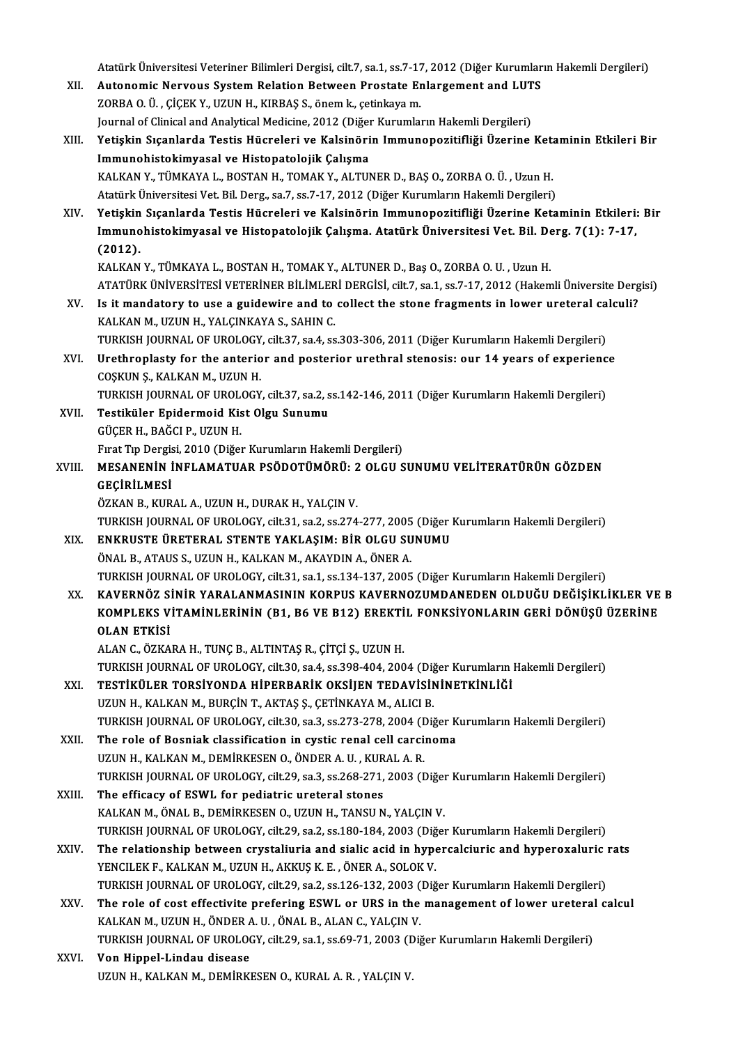Atatürk Üniversitesi Veteriner Bilimleri Dergisi, cilt.7, sa.1, ss.7-17, 2012 (Diğer Kurumların Hakemli Dergileri)

XII. **Autonomic Nervous System Relation Between Prostate Enlargement and LUTS**
ZORBA O. Ü. , ÇİÇEK Y., UZUN H., KIRBAŞ S., önem k., çetinkaya m.
Journal of Clinical and Analytical Medicine, 2012 (Diğer Kurumların Hakemli Dergileri)

XIII. **Yetişkin Sıçanlarda Testis Hücreleri ve Kalsinörin Immunopozitifliği Üzerine Ketaminin Etkileri Bir Immunohistokimyasal ve Histopatolojik Çalışma**
KALKAN Y., TÜMKAYA L., BOSTAN H., TOMAK Y., ALTUNER D., BAŞ O., ZORBA O. Ü. , Uzun H.
Atatürk Üniversitesi Vet. Bil. Derg., sa.7, ss.7-17, 2012 (Diğer Kurumların Hakemli Dergileri)

XIV. **Yetişkin Sıçanlarda Testis Hücreleri ve Kalsinörin Immunopozitifliği Üzerine Ketaminin Etkileri: Bir Immunohistokimyasal ve Histopatolojik Çalışma. Atatürk Üniversitesi Vet. Bil. Derg. 7(1): 7-17, (2012).**
KALKAN Y., TÜMKAYA L., BOSTAN H., TOMAK Y., ALTUNER D., Baş O., ZORBA O. U. , Uzun H.
ATATÜRK ÜNİVERSİTESİ VETERİNER BİLİMLERİ DERGİSİ, cilt.7, sa.1, ss.7-17, 2012 (Hakemli Üniversite Dergisi)

XV. **Is it mandatory to use a guidewire and to collect the stone fragments in lower ureteral calculi?**
KALKAN M., UZUN H., YALÇINKAYA S., SAHIN C.
TURKISH JOURNAL OF UROLOGY, cilt.37, sa.4, ss.303-306, 2011 (Diğer Kurumların Hakemli Dergileri)

XVI. **Urethroplasty for the anterior and posterior urethral stenosis: our 14 years of experience**
COŞKUN Ş., KALKAN M., UZUN H.
TURKISH JOURNAL OF UROLOGY, cilt.37, sa.2, ss.142-146, 2011 (Diğer Kurumların Hakemli Dergileri)

XVII. **Testiküler Epidermoid Kist Olgu Sunumu**
GÜÇER H., BAĞCI P., UZUN H.
Fırat Tıp Dergisi, 2010 (Diğer Kurumların Hakemli Dergileri)

XVIII. **MESANENİN İNFLAMATUAR PSÖDOTÜMÖRÜ: 2 OLGU SUNUMU VELİTERATÜRÜN GÖZDEN GEÇİRİLMESİ**
ÖZKAN B., KURAL A., UZUN H., DURAK H., YALÇIN V.
TURKISH JOURNAL OF UROLOGY, cilt.31, sa.2, ss.274-277, 2005 (Diğer Kurumların Hakemli Dergileri)

XIX. **ENKRUSTE ÜRETERAL STENTE YAKLAŞIM: BİR OLGU SUNUMU**
ÖNAL B., ATAUS S., UZUN H., KALKAN M., AKAYDIN A., ÖNER A.
TURKISH JOURNAL OF UROLOGY, cilt.31, sa.1, ss.134-137, 2005 (Diğer Kurumların Hakemli Dergileri)

XX. **KAVERNÖZ SİNİR YARALANMASININ KORPUS KAVERNOZUMDANEDEN OLDUĞU DEĞİŞİKLİKLER VE B KOMPLEKS VİTAMİNLERİNİN (B1, B6 VE B12) EREKTİL FONKSİYONLARIN GERİ DÖNÜŞÜ ÜZERİNE OLAN ETKİSİ**
ALAN C., ÖZKARA H., TUNÇ B., ALTINTAŞ R., ÇİTÇİ Ş., UZUN H.
TURKISH JOURNAL OF UROLOGY, cilt.30, sa.4, ss.398-404, 2004 (Diğer Kurumların Hakemli Dergileri)

XXI. **TESTİKÜLER TORSİYONDA HİPERBARİK OKSİJEN TEDAVİSİNİNETKİNLİĞİ**
UZUN H., KALKAN M., BURÇİN T., AKTAŞ Ş., ÇETİNKAYA M., ALICI B.
TURKISH JOURNAL OF UROLOGY, cilt.30, sa.3, ss.273-278, 2004 (Diğer Kurumların Hakemli Dergileri)

XXII. **The role of Bosniak classification in cystic renal cell carcinoma**
UZUN H., KALKAN M., DEMİRKESEN O., ÖNDER A. U. , KURAL A. R.
TURKISH JOURNAL OF UROLOGY, cilt.29, sa.3, ss.268-271, 2003 (Diğer Kurumların Hakemli Dergileri)

XXIII. **The efficacy of ESWL for pediatric ureteral stones**
KALKAN M., ÖNAL B., DEMİRKESEN O., UZUN H., TANSU N., YALÇIN V.
TURKISH JOURNAL OF UROLOGY, cilt.29, sa.2, ss.180-184, 2003 (Diğer Kurumların Hakemli Dergileri)

XXIV. **The relationship between crystaliuria and sialic acid in hypercalciuric and hyperoxaluric rats**
YENCILEK F., KALKAN M., UZUN H., AKKUŞ K. E. , ÖNER A., SOLOK V.
TURKISH JOURNAL OF UROLOGY, cilt.29, sa.2, ss.126-132, 2003 (Diğer Kurumların Hakemli Dergileri)

XXV. **The role of cost effectivite prefering ESWL or URS in the management of lower ureteral calcul**
KALKAN M., UZUN H., ÖNDER A. U. , ÖNAL B., ALAN C., YALÇIN V.
TURKISH JOURNAL OF UROLOGY, cilt.29, sa.1, ss.69-71, 2003 (Diğer Kurumların Hakemli Dergileri)

XXVI. **Von Hippel-Lindau disease**
UZUN H., KALKAN M., DEMİRKESEN O., KURAL A. R. , YALÇIN V.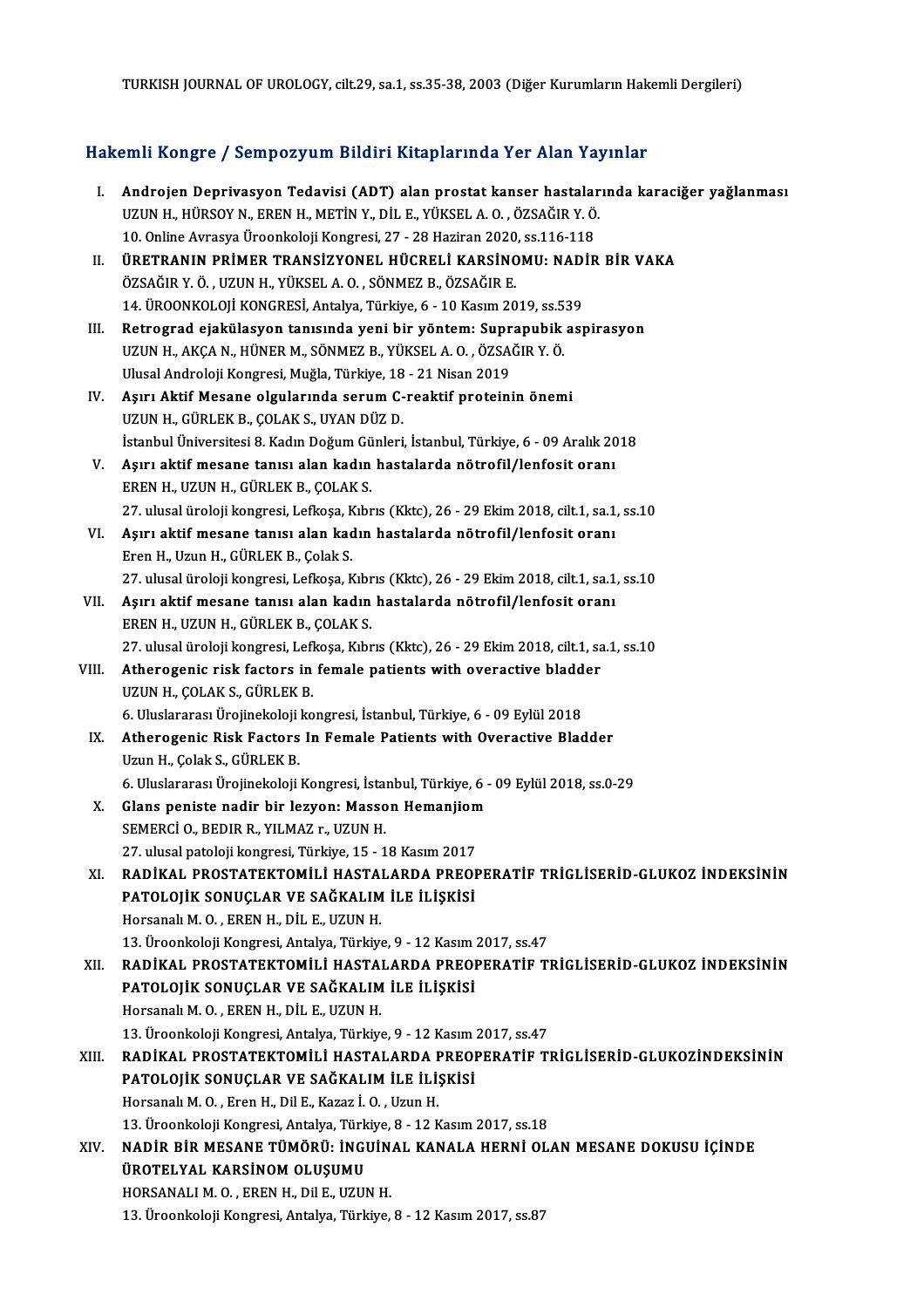TURKISH JOURNAL OF UROLOGY, cilt.29, sa.1, ss.35-38, 2003 (Diğer Kurumların Hakemli Dergileri)

## Hakemli Kongre / Sempozyum Bildiri Kitaplarında Yer Alan Yayınlar

I. **Androjen Deprivasyon Tedavisi (ADT) alan prostat kanser hastalarında karaciğer yağlanması**
UZUN H., HÜRSOY N., EREN H., METİN Y., DİL E., YÜKSEL A. O. , ÖZSAĞIR Y. Ö.
10. Online Avrasya Üroonkoloji Kongresi, 27 - 28 Haziran 2020, ss.116-118

II. **ÜRETRANIN PRİMER TRANSİZYONEL HÜCRELİ KARSİNOMU: NADİR BİR VAKA**
ÖZSAĞIR Y. Ö. , UZUN H., YÜKSEL A. O. , SÖNMEZ B., ÖZSAĞIR E.
14. ÜROONKOLOJİ KONGRESİ, Antalya, Türkiye, 6 - 10 Kasım 2019, ss.539

III. **Retrograd ejakülasyon tanısında yeni bir yöntem: Suprapubik aspirasyon**
UZUN H., AKÇA N., HÜNER M., SÖNMEZ B., YÜKSEL A. O. , ÖZSAĞIR Y. Ö.
Ulusal Androloji Kongresi, Muğla, Türkiye, 18 - 21 Nisan 2019

IV. **Aşırı Aktif Mesane olgularında serum C-reaktif proteinin önemi**
UZUN H., GÜRLEK B., ÇOLAK S., UYAN DÜZ D.
İstanbul Üniversitesi 8. Kadın Doğum Günleri, İstanbul, Türkiye, 6 - 09 Aralık 2018

V. **Aşırı aktif mesane tanısı alan kadın hastalarda nötrofil/lenfosit oranı**
EREN H., UZUN H., GÜRLEK B., ÇOLAK S.
27. ulusal üroloji kongresi, Lefkoşa, Kıbrıs (Kktc), 26 - 29 Ekim 2018, cilt.1, sa.1, ss.10

VI. **Aşırı aktif mesane tanısı alan kadın hastalarda nötrofil/lenfosit oranı**
Eren H., Uzun H., GÜRLEK B., Çolak S.
27. ulusal üroloji kongresi, Lefkoşa, Kıbrıs (Kktc), 26 - 29 Ekim 2018, cilt.1, sa.1, ss.10

VII. **Aşırı aktif mesane tanısı alan kadın hastalarda nötrofil/lenfosit oranı**
EREN H., UZUN H., GÜRLEK B., ÇOLAK S.
27. ulusal üroloji kongresi, Lefkoşa, Kıbrıs (Kktc), 26 - 29 Ekim 2018, cilt.1, sa.1, ss.10

VIII. **Atherogenic risk factors in female patients with overactive bladder**
UZUN H., ÇOLAK S., GÜRLEK B.
6. Uluslararası Ürojinekoloji kongresi, İstanbul, Türkiye, 6 - 09 Eylül 2018

IX. **Atherogenic Risk Factors In Female Patients with Overactive Bladder**
Uzun H., Çolak S., GÜRLEK B.
6. Uluslararası Ürojinekoloji Kongresi, İstanbul, Türkiye, 6 - 09 Eylül 2018, ss.0-29

X. **Glans peniste nadir bir lezyon: Masson Hemanjiom**
SEMERCİ O., BEDIR R., YILMAZ r., UZUN H.
27. ulusal patoloji kongresi, Türkiye, 15 - 18 Kasım 2017

XI. **RADİKAL PROSTATEKTOMİLİ HASTALARDA PREOPERATİF TRİGLİSERİD-GLUKOZ İNDEKSİNİN PATOLOJİK SONUÇLAR VE SAĞKALIM İLE İLİŞKİSİ**
Horsanalı M. O. , EREN H., DİL E., UZUN H.
13. Üroonkoloji Kongresi, Antalya, Türkiye, 9 - 12 Kasım 2017, ss.47

XII. **RADİKAL PROSTATEKTOMİLİ HASTALARDA PREOPERATİF TRİGLİSERİD-GLUKOZ İNDEKSİNİN PATOLOJİK SONUÇLAR VE SAĞKALIM İLE İLİŞKİSİ**
Horsanalı M. O. , EREN H., DİL E., UZUN H.
13. Üroonkoloji Kongresi, Antalya, Türkiye, 9 - 12 Kasım 2017, ss.47

XIII. **RADİKAL PROSTATEKTOMİLİ HASTALARDA PREOPERATİF TRİGLİSERİD-GLUKOZİNDEKSİNİN PATOLOJİK SONUÇLAR VE SAĞKALIM İLE İLİŞKİSİ**
Horsanalı M. O. , Eren H., Dil E., Kazaz İ. O. , Uzun H.
13. Üroonkoloji Kongresi, Antalya, Türkiye, 8 - 12 Kasım 2017, ss.18

XIV. **NADİR BİR MESANE TÜMÖRÜ: İNGUİNAL KANALA HERNİ OLAN MESANE DOKUSU İÇİNDE ÜROTELYAL KARSİNOM OLUŞUMU**
HORSANALI M. O. , EREN H., Dil E., UZUN H.
13. Üroonkoloji Kongresi, Antalya, Türkiye, 8 - 12 Kasım 2017, ss.87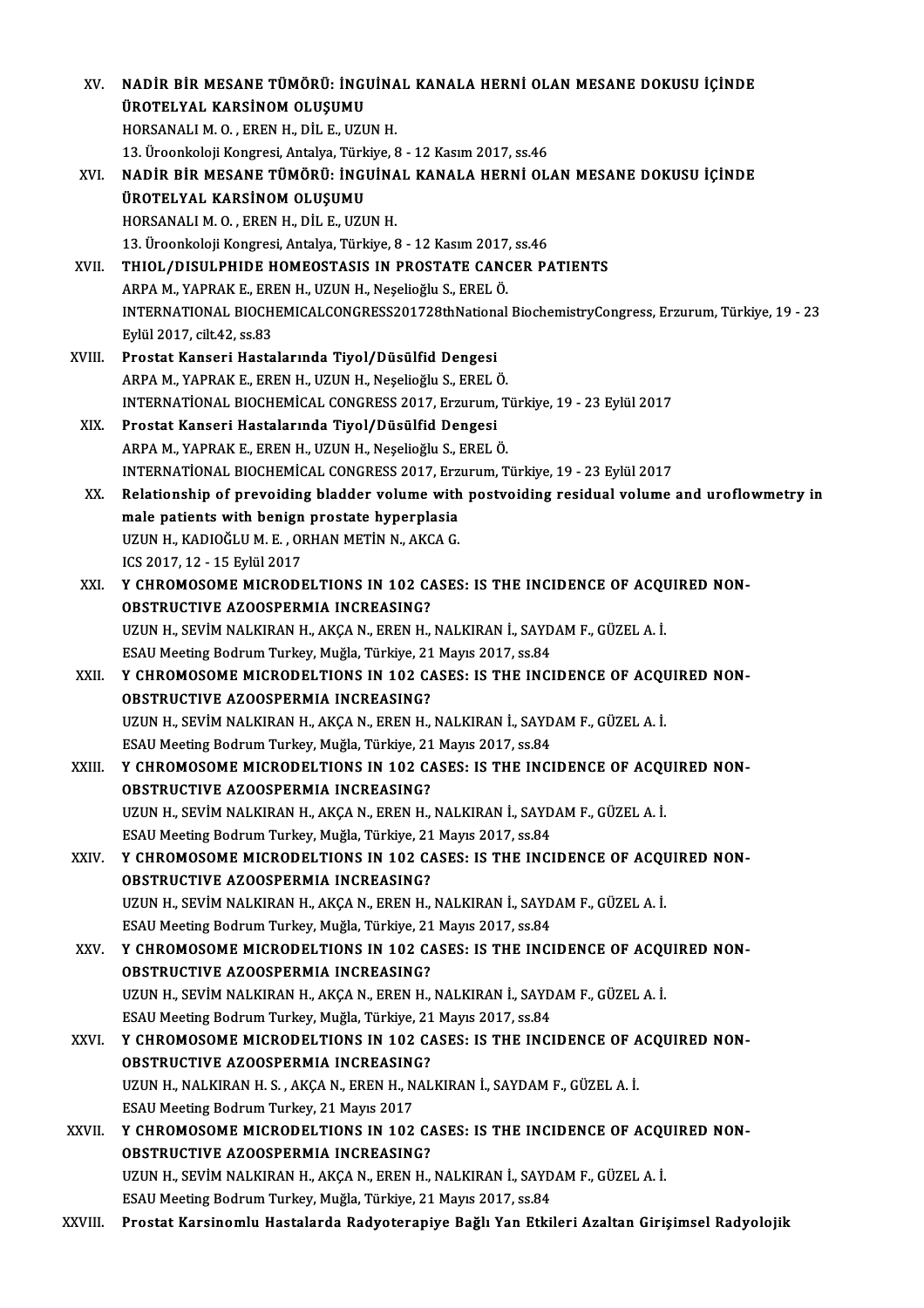XV. **NADİR BİR MESANE TÜMÖRÜ: İNGUİNAL KANALA HERNİ OLAN MESANE DOKUSU İÇİNDE ÜROTELYAL KARSİNOM OLUŞUMU**
HORSANALI M. O. , EREN H., DİL E., UZUN H.
13. Üroonkoloji Kongresi, Antalya, Türkiye, 8 - 12 Kasım 2017, ss.46

XVI. **NADİR BİR MESANE TÜMÖRÜ: İNGUİNAL KANALA HERNİ OLAN MESANE DOKUSU İÇİNDE ÜROTELYAL KARSİNOM OLUŞUMU**
HORSANALI M. O. , EREN H., DİL E., UZUN H.
13. Üroonkoloji Kongresi, Antalya, Türkiye, 8 - 12 Kasım 2017, ss.46

XVII. **THIOL/DISULPHIDE HOMEOSTASIS IN PROSTATE CANCER PATIENTS**
ARPA M., YAPRAK E., EREN H., UZUN H., Neşelioğlu S., EREL Ö.
INTERNATIONAL BIOCHEMICALCONGRESS201728thNational BiochemistryCongress, Erzurum, Türkiye, 19 - 23 Eylül 2017, cilt.42, ss.83

XVIII. **Prostat Kanseri Hastalarında Tiyol/Düsülfid Dengesi**
ARPA M., YAPRAK E., EREN H., UZUN H., Neşelioğlu S., EREL Ö.
INTERNATİONAL BIOCHEMİCAL CONGRESS 2017, Erzurum, Türkiye, 19 - 23 Eylül 2017

XIX. **Prostat Kanseri Hastalarında Tiyol/Düsülfid Dengesi**
ARPA M., YAPRAK E., EREN H., UZUN H., Neşelioğlu S., EREL Ö.
INTERNATİONAL BIOCHEMİCAL CONGRESS 2017, Erzurum, Türkiye, 19 - 23 Eylül 2017

XX. **Relationship of prevoiding bladder volume with postvoiding residual volume and uroflowmetry in male patients with benign prostate hyperplasia**
UZUN H., KADIOĞLU M. E. , ORHAN METİN N., AKCA G.
ICS 2017, 12 - 15 Eylül 2017

XXI. **Y CHROMOSOME MICRODELTIONS IN 102 CASES: IS THE INCIDENCE OF ACQUIRED NON-OBSTRUCTIVE AZOOSPERMIA INCREASING?**
UZUN H., SEVİM NALKIRAN H., AKÇA N., EREN H., NALKIRAN İ., SAYDAM F., GÜZEL A. İ.
ESAU Meeting Bodrum Turkey, Muğla, Türkiye, 21 Mayıs 2017, ss.84

XXII. **Y CHROMOSOME MICRODELTIONS IN 102 CASES: IS THE INCIDENCE OF ACQUIRED NON-OBSTRUCTIVE AZOOSPERMIA INCREASING?**
UZUN H., SEVİM NALKIRAN H., AKÇA N., EREN H., NALKIRAN İ., SAYDAM F., GÜZEL A. İ.
ESAU Meeting Bodrum Turkey, Muğla, Türkiye, 21 Mayıs 2017, ss.84

XXIII. **Y CHROMOSOME MICRODELTIONS IN 102 CASES: IS THE INCIDENCE OF ACQUIRED NON-OBSTRUCTIVE AZOOSPERMIA INCREASING?**
UZUN H., SEVİM NALKIRAN H., AKÇA N., EREN H., NALKIRAN İ., SAYDAM F., GÜZEL A. İ.
ESAU Meeting Bodrum Turkey, Muğla, Türkiye, 21 Mayıs 2017, ss.84

XXIV. **Y CHROMOSOME MICRODELTIONS IN 102 CASES: IS THE INCIDENCE OF ACQUIRED NON-OBSTRUCTIVE AZOOSPERMIA INCREASING?**
UZUN H., SEVİM NALKIRAN H., AKÇA N., EREN H., NALKIRAN İ., SAYDAM F., GÜZEL A. İ.
ESAU Meeting Bodrum Turkey, Muğla, Türkiye, 21 Mayıs 2017, ss.84

XXV. **Y CHROMOSOME MICRODELTIONS IN 102 CASES: IS THE INCIDENCE OF ACQUIRED NON-OBSTRUCTIVE AZOOSPERMIA INCREASING?**
UZUN H., SEVİM NALKIRAN H., AKÇA N., EREN H., NALKIRAN İ., SAYDAM F., GÜZEL A. İ.
ESAU Meeting Bodrum Turkey, Muğla, Türkiye, 21 Mayıs 2017, ss.84

XXVI. **Y CHROMOSOME MICRODELTIONS IN 102 CASES: IS THE INCIDENCE OF ACQUIRED NON-OBSTRUCTIVE AZOOSPERMIA INCREASING?**
UZUN H., NALKIRAN H. S. , AKÇA N., EREN H., NALKIRAN İ., SAYDAM F., GÜZEL A. İ.
ESAU Meeting Bodrum Turkey, 21 Mayıs 2017

XXVII. **Y CHROMOSOME MICRODELTIONS IN 102 CASES: IS THE INCIDENCE OF ACQUIRED NON-OBSTRUCTIVE AZOOSPERMIA INCREASING?**
UZUN H., SEVİM NALKIRAN H., AKÇA N., EREN H., NALKIRAN İ., SAYDAM F., GÜZEL A. İ.
ESAU Meeting Bodrum Turkey, Muğla, Türkiye, 21 Mayıs 2017, ss.84

XXVIII. **Prostat Karsinomlu Hastalarda Radyoterapiye Bağlı Yan Etkileri Azaltan Girişimsel Radyolojik**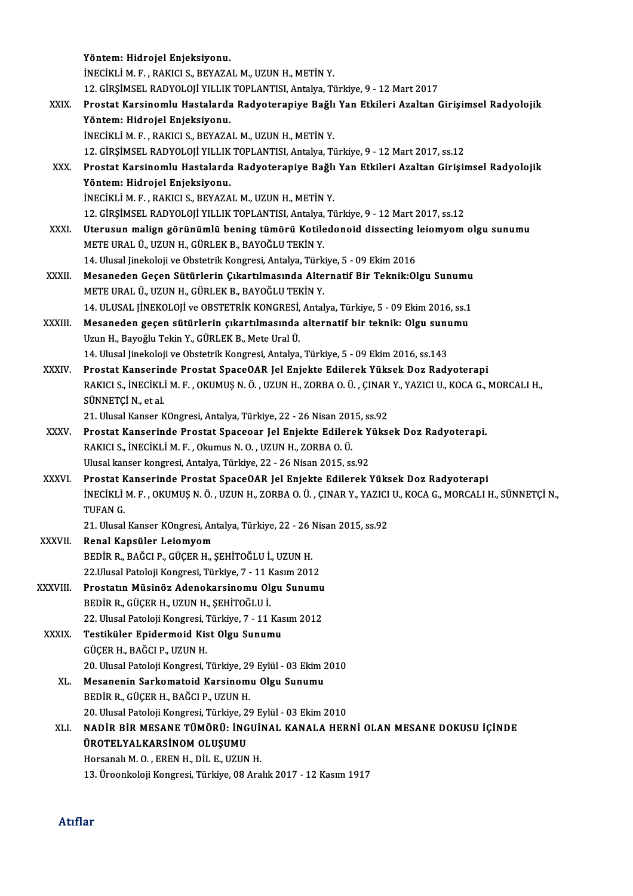Yöntem: Hidrojel Enjeksiyonu.
İNECİKLİ M. F. , RAKICI S., BEYAZAL M., UZUN H., METİN Y.
12. GİRŞİMSEL RADYOLOJİ YILLIK TOPLANTISI, Antalya, Türkiye, 9 - 12 Mart 2017

XXIX. **Prostat Karsinomlu Hastalarda Radyoterapiye Bağlı Yan Etkileri Azaltan Girişimsel Radyolojik Yöntem: Hidrojel Enjeksiyonu.**
İNECİKLİ M. F. , RAKICI S., BEYAZAL M., UZUN H., METİN Y.
12. GİRŞİMSEL RADYOLOJİ YILLIK TOPLANTISI, Antalya, Türkiye, 9 - 12 Mart 2017, ss.12

XXX. **Prostat Karsinomlu Hastalarda Radyoterapiye Bağlı Yan Etkileri Azaltan Girişimsel Radyolojik Yöntem: Hidrojel Enjeksiyonu.**
İNECİKLİ M. F. , RAKICI S., BEYAZAL M., UZUN H., METİN Y.
12. GİRŞİMSEL RADYOLOJİ YILLIK TOPLANTISI, Antalya, Türkiye, 9 - 12 Mart 2017, ss.12

XXXI. **Uterusun malign görünümlü bening tümörü Kotiledonoid dissecting leiomyom olgu sunumu**
METE URAL Ü., UZUN H., GÜRLEK B., BAYOĞLU TEKİN Y.
14. Ulusal Jinekoloji ve Obstetrik Kongresi, Antalya, Türkiye, 5 - 09 Ekim 2016

XXXII. **Mesaneden Geçen Sütürlerin Çıkartılmasında Alternatif Bir Teknik:Olgu Sunumu**
METE URAL Ü., UZUN H., GÜRLEK B., BAYOĞLU TEKİN Y.
14. ULUSAL JİNEKOLOJİ ve OBSTETRİK KONGRESİ, Antalya, Türkiye, 5 - 09 Ekim 2016, ss.1

XXXIII. **Mesaneden geçen sütürlerin çıkartılmasında alternatif bir teknik: Olgu sunumu**
Uzun H., Bayoğlu Tekin Y., GÜRLEK B., Mete Ural Ü.
14. Ulusal Jinekoloji ve Obstetrik Kongresi, Antalya, Türkiye, 5 - 09 Ekim 2016, ss.143

XXXIV. **Prostat Kanserinde Prostat SpaceOAR Jel Enjekte Edilerek Yüksek Doz Radyoterapi**
RAKICI S., İNECİKLİ M. F. , OKUMUŞ N. Ö. , UZUN H., ZORBA O. Ü. , ÇINAR Y., YAZICI U., KOCA G., MORCALI H., SÜNNETÇİ N., et al.
21. Ulusal Kanser KOngresi, Antalya, Türkiye, 22 - 26 Nisan 2015, ss.92

XXXV. **Prostat Kanserinde Prostat Spaceoar Jel Enjekte Edilerek Yüksek Doz Radyoterapi.**
RAKICI S., İNECİKLİ M. F. , Okumus N. O. , UZUN H., ZORBA O. Ü.
Ulusal kanser kongresi, Antalya, Türkiye, 22 - 26 Nisan 2015, ss.92

XXXVI. **Prostat Kanserinde Prostat SpaceOAR Jel Enjekte Edilerek Yüksek Doz Radyoterapi**
İNECİKLİ M. F. , OKUMUŞ N. Ö. , UZUN H., ZORBA O. Ü. , ÇINAR Y., YAZICI U., KOCA G., MORCALI H., SÜNNETÇİ N., TUFAN G.
21. Ulusal Kanser KOngresi, Antalya, Türkiye, 22 - 26 Nisan 2015, ss.92

XXXVII. **Renal Kapsüler Leiomyom**
BEDİR R., BAĞCI P., GÜÇER H., ŞEHİTOĞLU İ., UZUN H.
22.Ulusal Patoloji Kongresi, Türkiye, 7 - 11 Kasım 2012

XXXVIII. **Prostatın Müsinöz Adenokarsinomu Olgu Sunumu**
BEDİR R., GÜÇER H., UZUN H., ŞEHİTOĞLU İ.
22. Ulusal Patoloji Kongresi, Türkiye, 7 - 11 Kasım 2012

XXXIX. **Testiküler Epidermoid Kist Olgu Sunumu**
GÜÇER H., BAĞCI P., UZUN H.
20. Ulusal Patoloji Kongresi, Türkiye, 29 Eylül - 03 Ekim 2010

XL. **Mesanenin Sarkomatoid Karsinomu Olgu Sunumu**
BEDİR R., GÜÇER H., BAĞCI P., UZUN H.
20. Ulusal Patoloji Kongresi, Türkiye, 29 Eylül - 03 Ekim 2010

XLI. **NADİR BİR MESANE TÜMÖRÜ: İNGUİNAL KANALA HERNİ OLAN MESANE DOKUSU İÇİNDE ÜROTELYALKARSİNOM OLUŞUMU**
Horsanalı M. O. , EREN H., DİL E., UZUN H.
13. Üroonkoloji Kongresi, Türkiye, 08 Aralık 2017 - 12 Kasım 1917

## Atıflar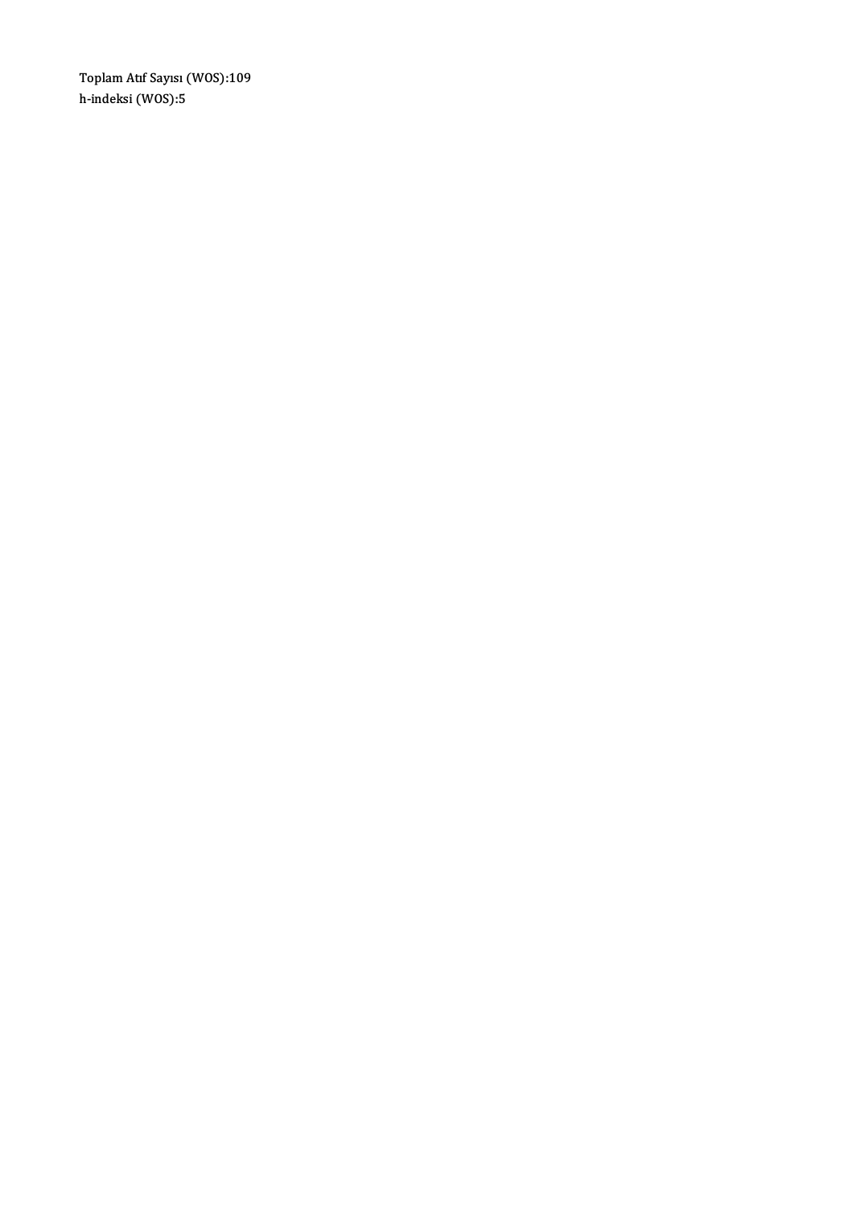Toplam Atıf Sayısı (WOS):109
h-indeksi (WOS):5